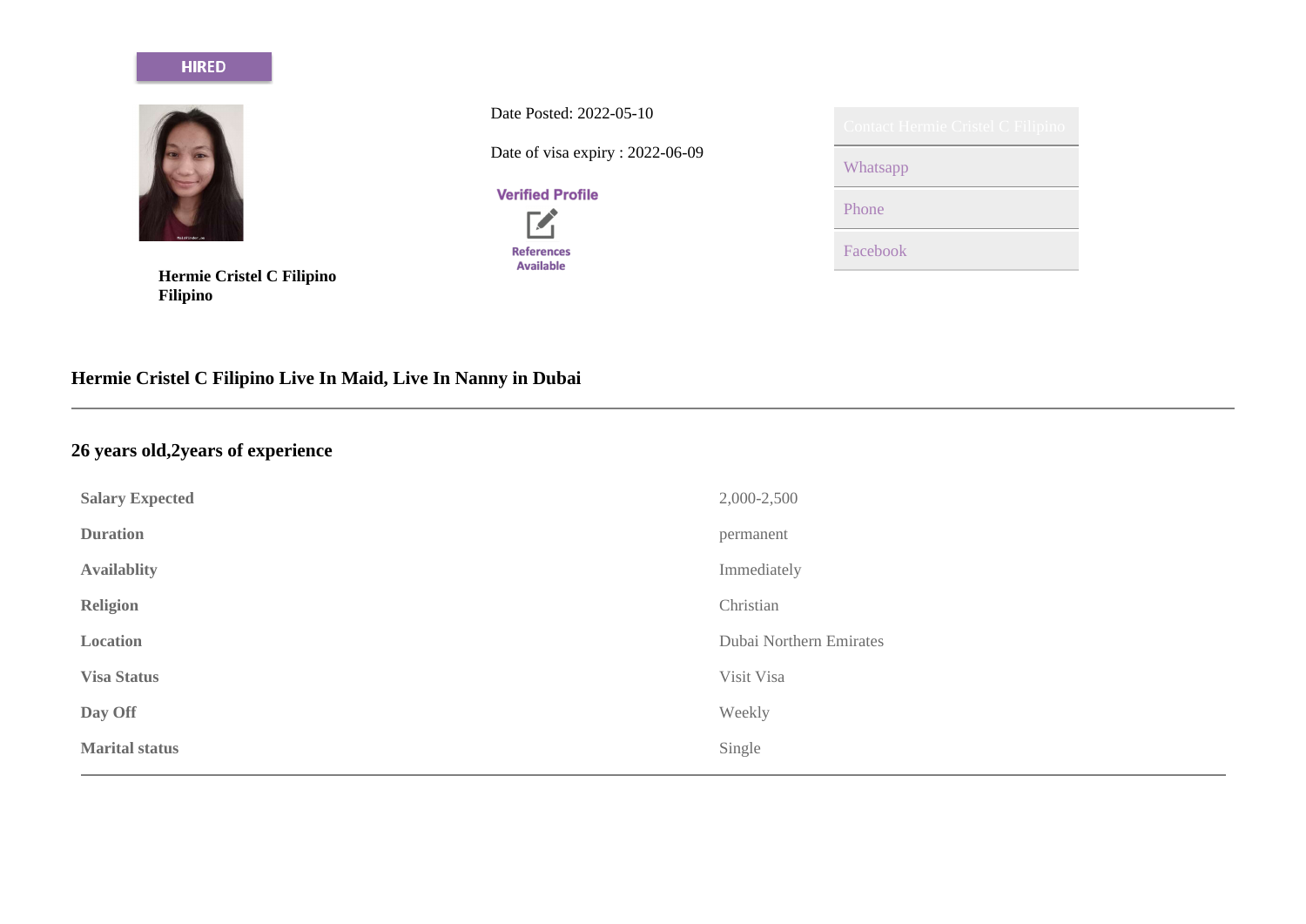HIRED

**Hermie Cristel C Filipino**
**Filipino**

Date Posted: 2022-05-10

Date of visa expiry : 2022-06-09

Verified Profile

References Available

Contact Hermie Cristel C Filipino

- Whatsapp
- Phone
- Facebook

## Hermie Cristel C Filipino Live In Maid, Live In Nanny in Dubai

### 26 years old,2years of experience

| | |
|---|---|
| **Salary Expected** | 2,000-2,500 |
| **Duration** | permanent |
| **Availablity** | Immediately |
| **Religion** | Christian |
| **Location** | Dubai Northern Emirates |
| **Visa Status** | Visit Visa |
| **Day Off** | Weekly |
| **Marital status** | Single |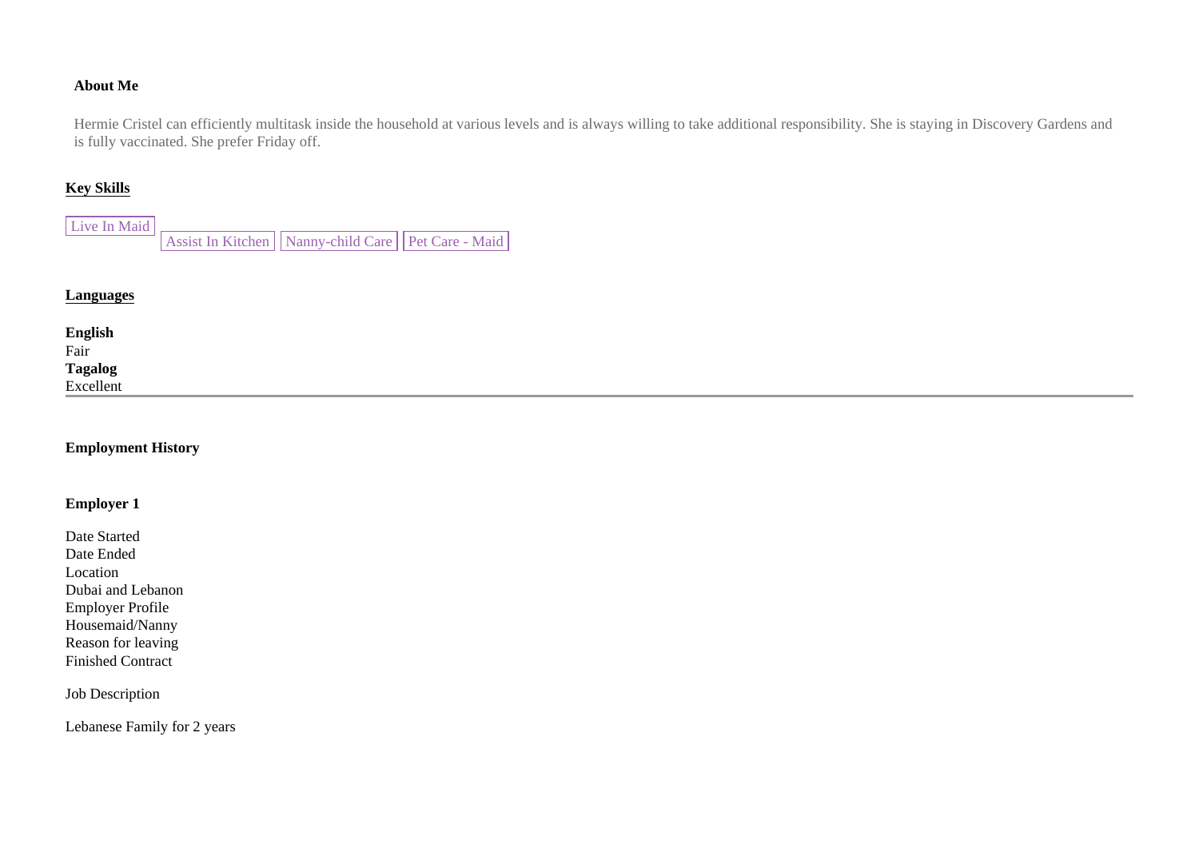**About Me**

Hermie Cristel can efficiently multitask inside the household at various levels and is always willing to take additional responsibility. She is staying in Discovery Gardens and is fully vaccinated. She prefer Friday off.

**Key Skills**

Live In Maid | Assist In Kitchen | Nanny-child Care | Pet Care - Maid

**Languages**

**English**
Fair
**Tagalog**
Excellent

---

**Employment History**

**Employer 1**

Date Started
Date Ended
Location
Dubai and Lebanon
Employer Profile
Housemaid/Nanny
Reason for leaving
Finished Contract

Job Description

Lebanese Family for 2 years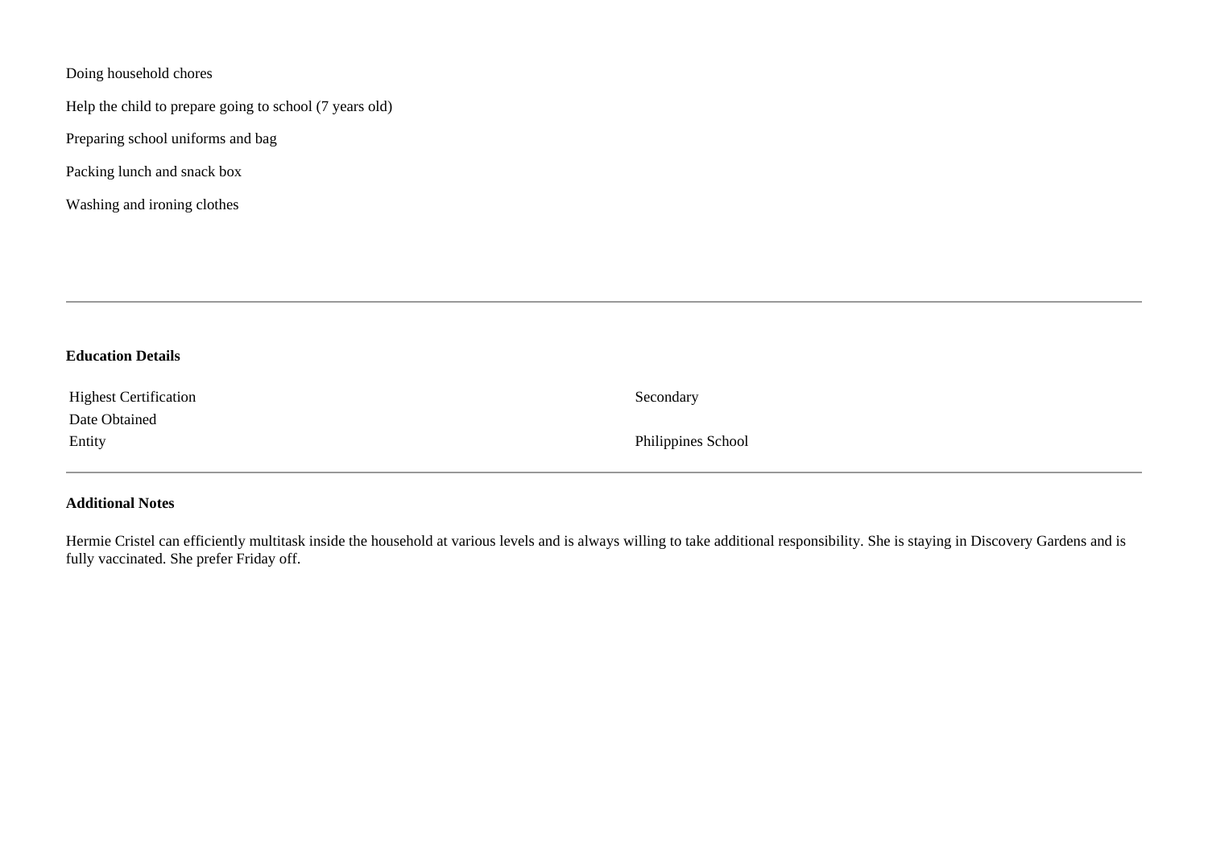Doing household chores

Help the child to prepare going to school (7 years old)

Preparing school uniforms and bag

Packing lunch and snack box

Washing and ironing clothes

---

**Education Details**

| | |
|---|---|
| Highest Certification | Secondary |
| Date Obtained | |
| Entity | Philippines School |

---

**Additional Notes**

Hermie Cristel can efficiently multitask inside the household at various levels and is always willing to take additional responsibility. She is staying in Discovery Gardens and is fully vaccinated. She prefer Friday off.